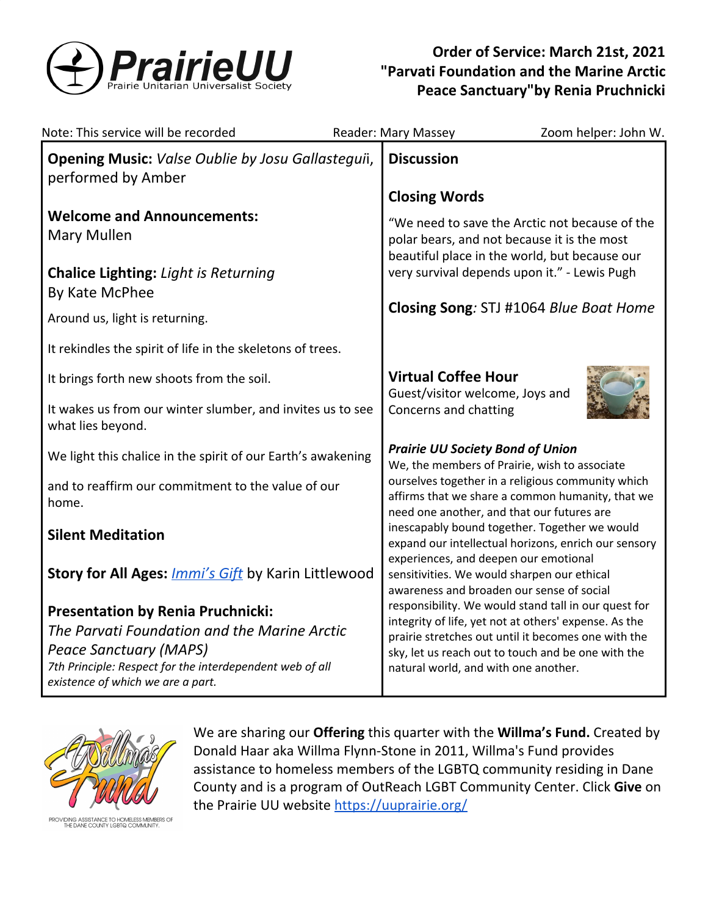# PrairieUU

Prairie Unitarian Universalist Society

## Order of Service: March 21st, 2021
## "Parvati Foundation and the Marine Arctic Peace Sanctuary"by Renia Pruchnicki

Note: This service will be recorded | Reader: Mary Massey | Zoom helper: John W.

**Opening Music:** *Valse Oublie by Josu Gallasteguii*, performed by Amber

**Welcome and Announcements:** Mary Mullen

**Chalice Lighting:** *Light is Returning* By Kate McPhee

Around us, light is returning.

It rekindles the spirit of life in the skeletons of trees.

It brings forth new shoots from the soil.

It wakes us from our winter slumber, and invites us to see what lies beyond.

We light this chalice in the spirit of our Earth's awakening

and to reaffirm our commitment to the value of our home.

**Silent Meditation**

**Story for All Ages:** *Immi's Gift* by Karin Littlewood

**Presentation by Renia Pruchnicki:** *The Parvati Foundation and the Marine Arctic Peace Sanctuary (MAPS)*

*7th Principle: Respect for the interdependent web of all existence of which we are a part.*

**Discussion**

**Closing Words**

"We need to save the Arctic not because of the polar bears, and not because it is the most beautiful place in the world, but because our very survival depends upon it." - Lewis Pugh

**Closing Song***:* STJ #1064 *Blue Boat Home*

**Virtual Coffee Hour**

Guest/visitor welcome, Joys and Concerns and chatting

***Prairie UU Society Bond of Union***

We, the members of Prairie, wish to associate ourselves together in a religious community which affirms that we share a common humanity, that we need one another, and that our futures are inescapably bound together. Together we would expand our intellectual horizons, enrich our sensory experiences, and deepen our emotional sensitivities. We would sharpen our ethical awareness and broaden our sense of social responsibility. We would stand tall in our quest for integrity of life, yet not at others' expense. As the prairie stretches out until it becomes one with the sky, let us reach out to touch and be one with the natural world, and with one another.

Willma's Fund — PROVIDING ASSISTANCE TO HOMELESS MEMBERS OF THE DANE COUNTY LGBTQ COMMUNITY.

We are sharing our **Offering** this quarter with the **Willma's Fund.** Created by Donald Haar aka Willma Flynn-Stone in 2011, Willma's Fund provides assistance to homeless members of the LGBTQ community residing in Dane County and is a program of OutReach LGBT Community Center. Click **Give** on the Prairie UU website https://uuprairie.org/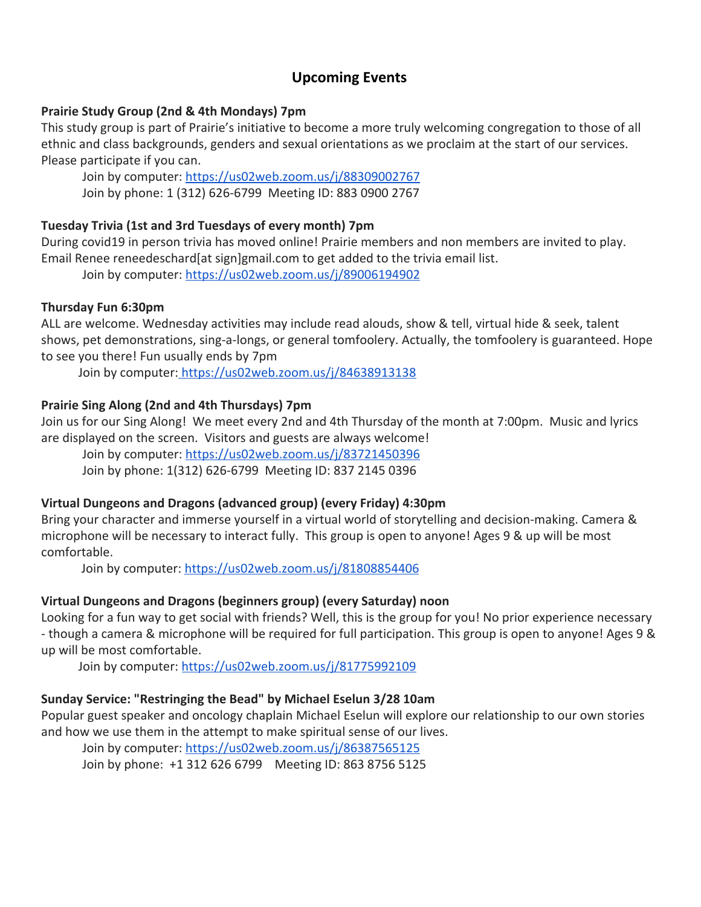## Upcoming Events

**Prairie Study Group (2nd & 4th Mondays) 7pm**

This study group is part of Prairie's initiative to become a more truly welcoming congregation to those of all ethnic and class backgrounds, genders and sexual orientations as we proclaim at the start of our services. Please participate if you can.

Join by computer: https://us02web.zoom.us/j/88309002767
Join by phone: 1 (312) 626-6799  Meeting ID: 883 0900 2767

**Tuesday Trivia (1st and 3rd Tuesdays of every month) 7pm**

During covid19 in person trivia has moved online! Prairie members and non members are invited to play. Email Renee reneedeschard[at sign]gmail.com to get added to the trivia email list.

Join by computer: https://us02web.zoom.us/j/89006194902

**Thursday Fun 6:30pm**

ALL are welcome. Wednesday activities may include read alouds, show & tell, virtual hide & seek, talent shows, pet demonstrations, sing-a-longs, or general tomfoolery. Actually, the tomfoolery is guaranteed. Hope to see you there! Fun usually ends by 7pm

Join by computer: https://us02web.zoom.us/j/84638913138

**Prairie Sing Along (2nd and 4th Thursdays) 7pm**

Join us for our Sing Along! We meet every 2nd and 4th Thursday of the month at 7:00pm. Music and lyrics are displayed on the screen. Visitors and guests are always welcome!

Join by computer: https://us02web.zoom.us/j/83721450396
Join by phone: 1(312) 626-6799  Meeting ID: 837 2145 0396

**Virtual Dungeons and Dragons (advanced group) (every Friday) 4:30pm**

Bring your character and immerse yourself in a virtual world of storytelling and decision-making. Camera & microphone will be necessary to interact fully. This group is open to anyone! Ages 9 & up will be most comfortable.

Join by computer: https://us02web.zoom.us/j/81808854406

**Virtual Dungeons and Dragons (beginners group) (every Saturday) noon**

Looking for a fun way to get social with friends? Well, this is the group for you! No prior experience necessary - though a camera & microphone will be required for full participation. This group is open to anyone! Ages 9 & up will be most comfortable.

Join by computer: https://us02web.zoom.us/j/81775992109

**Sunday Service: "Restringing the Bead" by Michael Eselun 3/28 10am**

Popular guest speaker and oncology chaplain Michael Eselun will explore our relationship to our own stories and how we use them in the attempt to make spiritual sense of our lives.

Join by computer: https://us02web.zoom.us/j/86387565125
Join by phone: +1 312 626 6799  Meeting ID: 863 8756 5125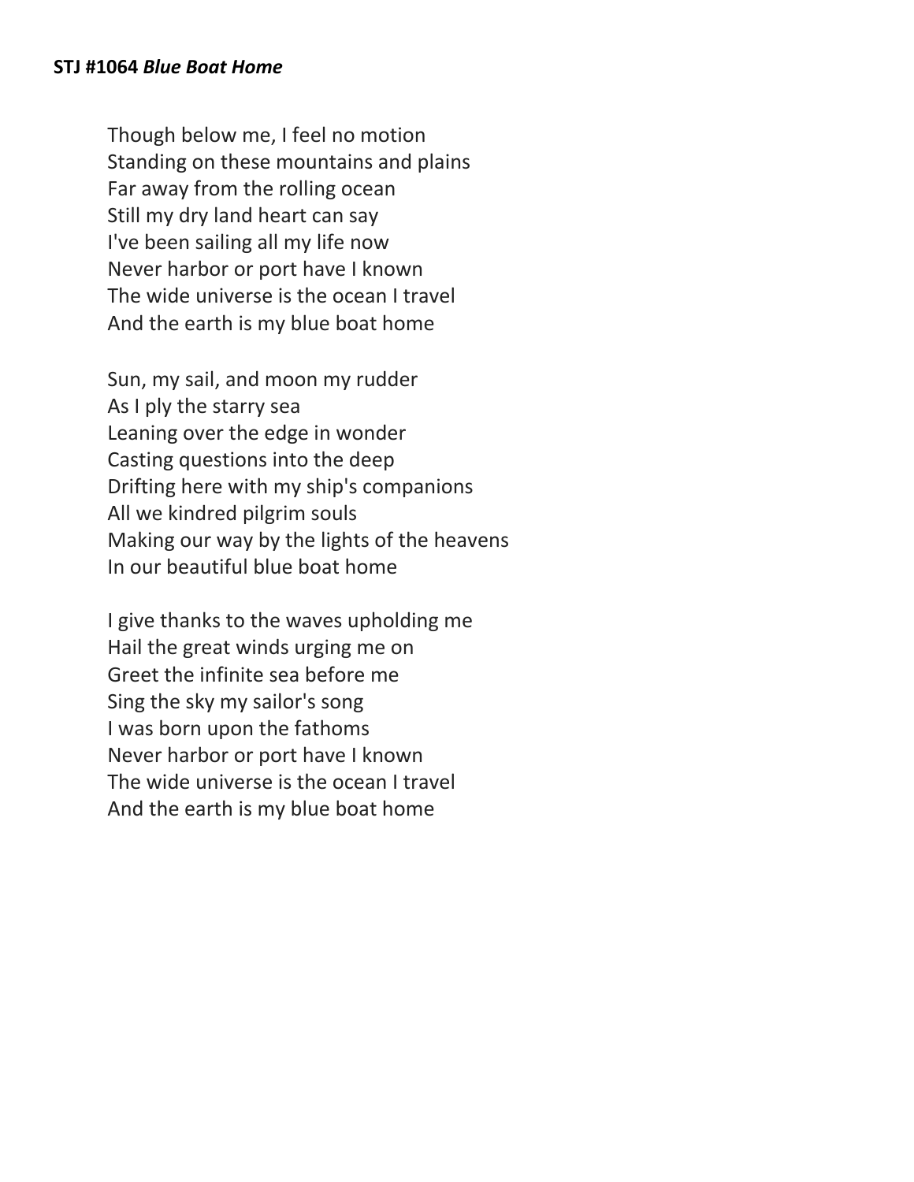**STJ #1064** ***Blue Boat Home***

Though below me, I feel no motion
Standing on these mountains and plains
Far away from the rolling ocean
Still my dry land heart can say
I've been sailing all my life now
Never harbor or port have I known
The wide universe is the ocean I travel
And the earth is my blue boat home

Sun, my sail, and moon my rudder
As I ply the starry sea
Leaning over the edge in wonder
Casting questions into the deep
Drifting here with my ship's companions
All we kindred pilgrim souls
Making our way by the lights of the heavens
In our beautiful blue boat home

I give thanks to the waves upholding me
Hail the great winds urging me on
Greet the infinite sea before me
Sing the sky my sailor's song
I was born upon the fathoms
Never harbor or port have I known
The wide universe is the ocean I travel
And the earth is my blue boat home